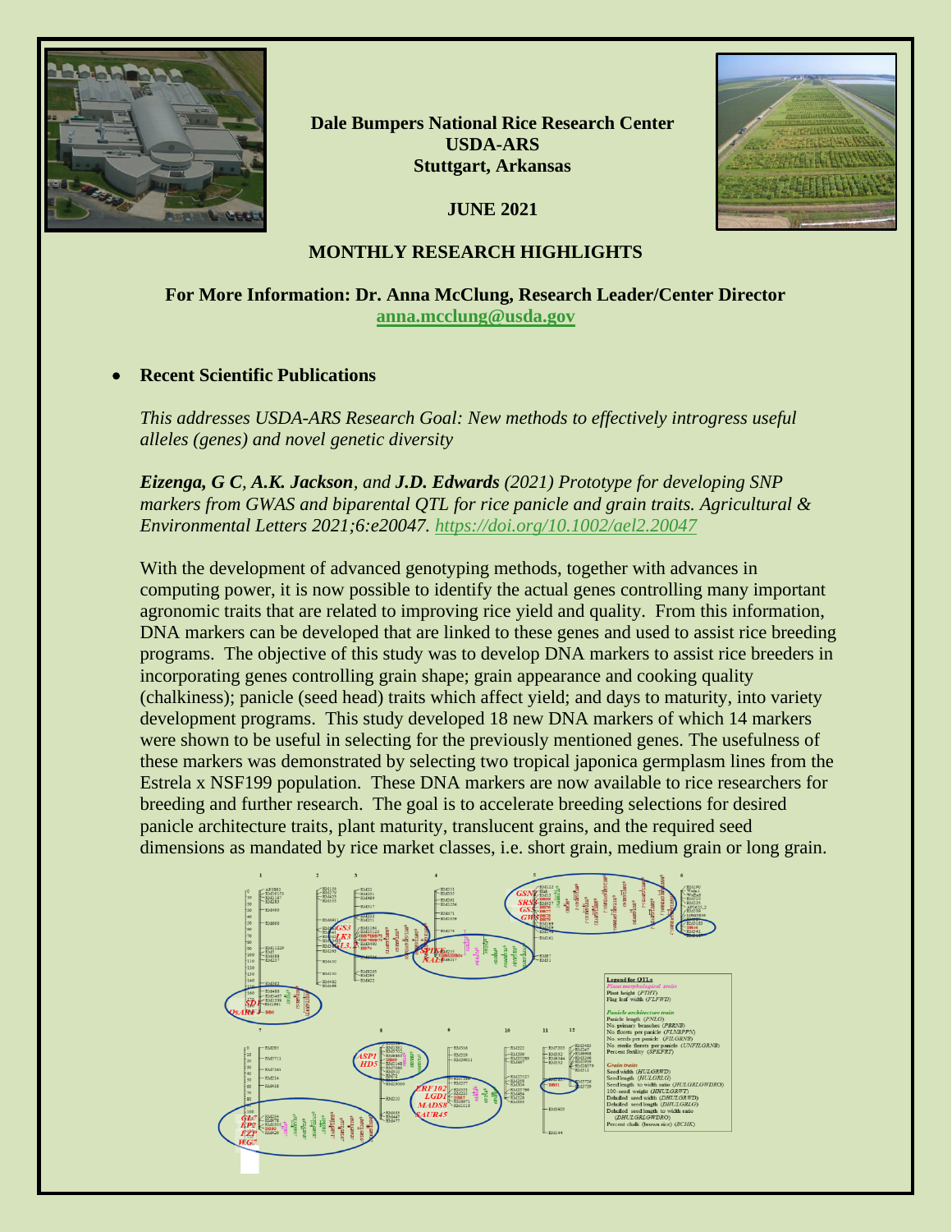**Dale Bumpers National Rice Research Center**
**USDA-ARS**
**Stuttgart, Arkansas**

**JUNE 2021**

## MONTHLY RESEARCH HIGHLIGHTS

**For More Information: Dr. Anna McClung, Research Leader/Center Director**
**anna.mcclung@usda.gov**

- **Recent Scientific Publications**

*This addresses USDA-ARS Research Goal: New methods to effectively introgress useful alleles (genes) and novel genetic diversity*

***Eizenga, G C**, **A.K. Jackson**, and **J.D. Edwards** (2021) Prototype for developing SNP markers from GWAS and biparental QTL for rice panicle and grain traits. Agricultural & Environmental Letters 2021;6:e20047. https://doi.org/10.1002/ael2.20047*

With the development of advanced genotyping methods, together with advances in computing power, it is now possible to identify the actual genes controlling many important agronomic traits that are related to improving rice yield and quality. From this information, DNA markers can be developed that are linked to these genes and used to assist rice breeding programs. The objective of this study was to develop DNA markers to assist rice breeders in incorporating genes controlling grain shape; grain appearance and cooking quality (chalkiness); panicle (seed head) traits which affect yield; and days to maturity, into variety development programs. This study developed 18 new DNA markers of which 14 markers were shown to be useful in selecting for the previously mentioned genes. The usefulness of these markers was demonstrated by selecting two tropical japonica germplasm lines from the Estrela x NSF199 population. These DNA markers are now available to rice researchers for breeding and further research. The goal is to accelerate breeding selections for desired panicle architecture traits, plant maturity, translucent grains, and the required seed dimensions as mandated by rice market classes, i.e. short grain, medium grain or long grain.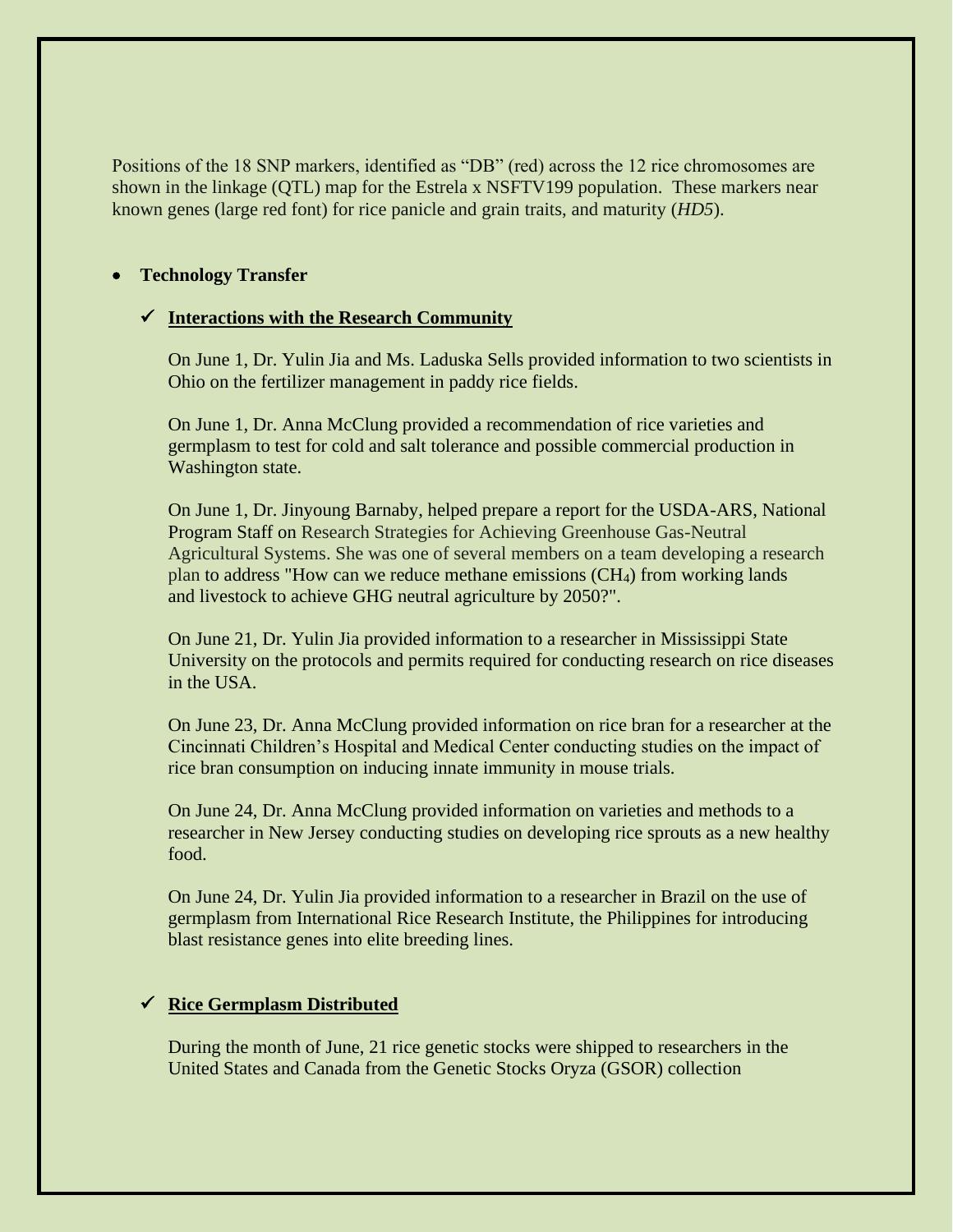Positions of the 18 SNP markers, identified as "DB" (red) across the 12 rice chromosomes are shown in the linkage (QTL) map for the Estrela x NSFTV199 population. These markers near known genes (large red font) for rice panicle and grain traits, and maturity (*HD5*).

- **Technology Transfer**

  - ✓ **Interactions with the Research Community**

    On June 1, Dr. Yulin Jia and Ms. Laduska Sells provided information to two scientists in Ohio on the fertilizer management in paddy rice fields.

    On June 1, Dr. Anna McClung provided a recommendation of rice varieties and germplasm to test for cold and salt tolerance and possible commercial production in Washington state.

    On June 1, Dr. Jinyoung Barnaby, helped prepare a report for the USDA-ARS, National Program Staff on Research Strategies for Achieving Greenhouse Gas-Neutral Agricultural Systems. She was one of several members on a team developing a research plan to address "How can we reduce methane emissions ($CH_4$) from working lands and livestock to achieve GHG neutral agriculture by 2050?".

    On June 21, Dr. Yulin Jia provided information to a researcher in Mississippi State University on the protocols and permits required for conducting research on rice diseases in the USA.

    On June 23, Dr. Anna McClung provided information on rice bran for a researcher at the Cincinnati Children's Hospital and Medical Center conducting studies on the impact of rice bran consumption on inducing innate immunity in mouse trials.

    On June 24, Dr. Anna McClung provided information on varieties and methods to a researcher in New Jersey conducting studies on developing rice sprouts as a new healthy food.

    On June 24, Dr. Yulin Jia provided information to a researcher in Brazil on the use of germplasm from International Rice Research Institute, the Philippines for introducing blast resistance genes into elite breeding lines.

  - ✓ **Rice Germplasm Distributed**

    During the month of June, 21 rice genetic stocks were shipped to researchers in the United States and Canada from the Genetic Stocks Oryza (GSOR) collection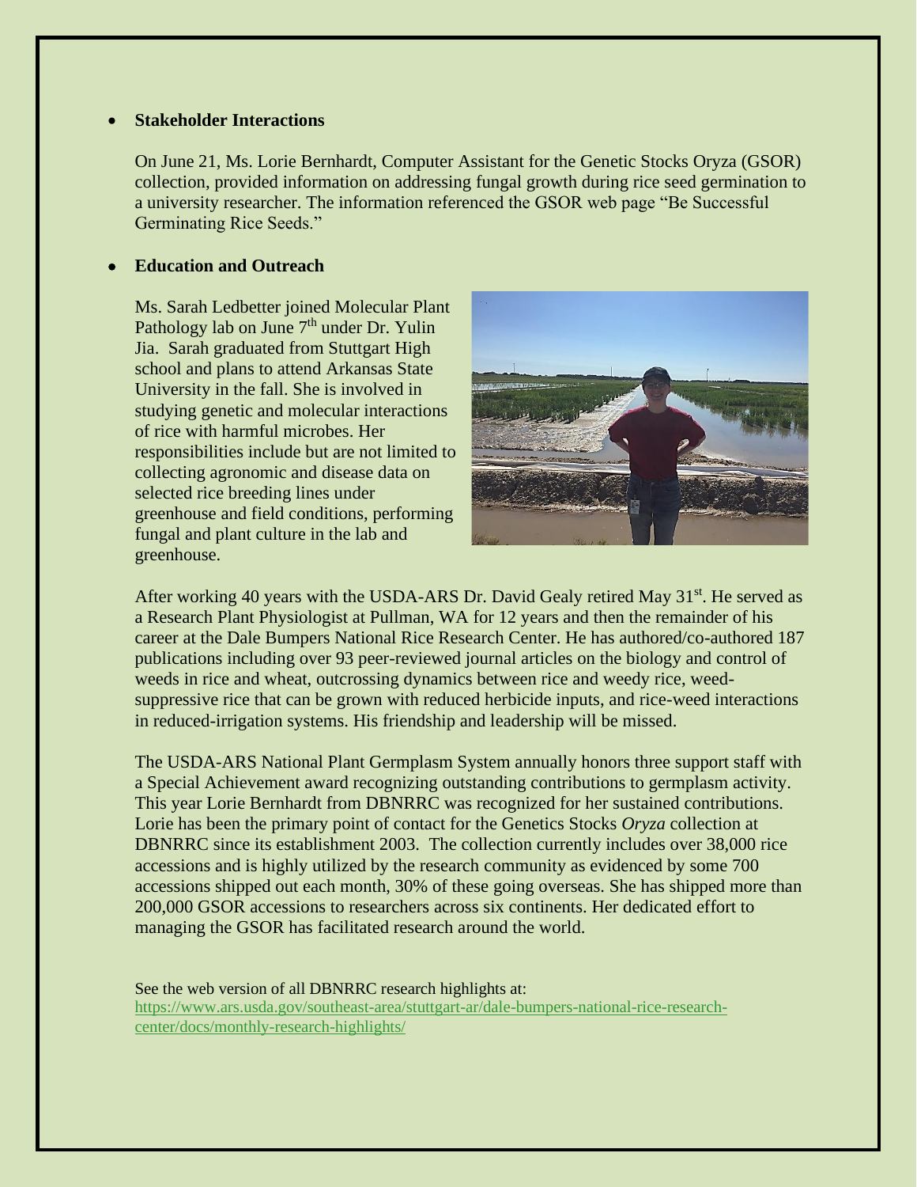- **Stakeholder Interactions**

  On June 21, Ms. Lorie Bernhardt, Computer Assistant for the Genetic Stocks Oryza (GSOR) collection, provided information on addressing fungal growth during rice seed germination to a university researcher. The information referenced the GSOR web page "Be Successful Germinating Rice Seeds."

- **Education and Outreach**

  Ms. Sarah Ledbetter joined Molecular Plant Pathology lab on June 7th under Dr. Yulin Jia. Sarah graduated from Stuttgart High school and plans to attend Arkansas State University in the fall. She is involved in studying genetic and molecular interactions of rice with harmful microbes. Her responsibilities include but are not limited to collecting agronomic and disease data on selected rice breeding lines under greenhouse and field conditions, performing fungal and plant culture in the lab and greenhouse.

  After working 40 years with the USDA-ARS Dr. David Gealy retired May 31st. He served as a Research Plant Physiologist at Pullman, WA for 12 years and then the remainder of his career at the Dale Bumpers National Rice Research Center. He has authored/co-authored 187 publications including over 93 peer-reviewed journal articles on the biology and control of weeds in rice and wheat, outcrossing dynamics between rice and weedy rice, weed-suppressive rice that can be grown with reduced herbicide inputs, and rice-weed interactions in reduced-irrigation systems. His friendship and leadership will be missed.

  The USDA-ARS National Plant Germplasm System annually honors three support staff with a Special Achievement award recognizing outstanding contributions to germplasm activity. This year Lorie Bernhardt from DBNRRC was recognized for her sustained contributions. Lorie has been the primary point of contact for the Genetics Stocks *Oryza* collection at DBNRRC since its establishment 2003. The collection currently includes over 38,000 rice accessions and is highly utilized by the research community as evidenced by some 700 accessions shipped out each month, 30% of these going overseas. She has shipped more than 200,000 GSOR accessions to researchers across six continents. Her dedicated effort to managing the GSOR has facilitated research around the world.

See the web version of all DBNRRC research highlights at:
https://www.ars.usda.gov/southeast-area/stuttgart-ar/dale-bumpers-national-rice-research-center/docs/monthly-research-highlights/